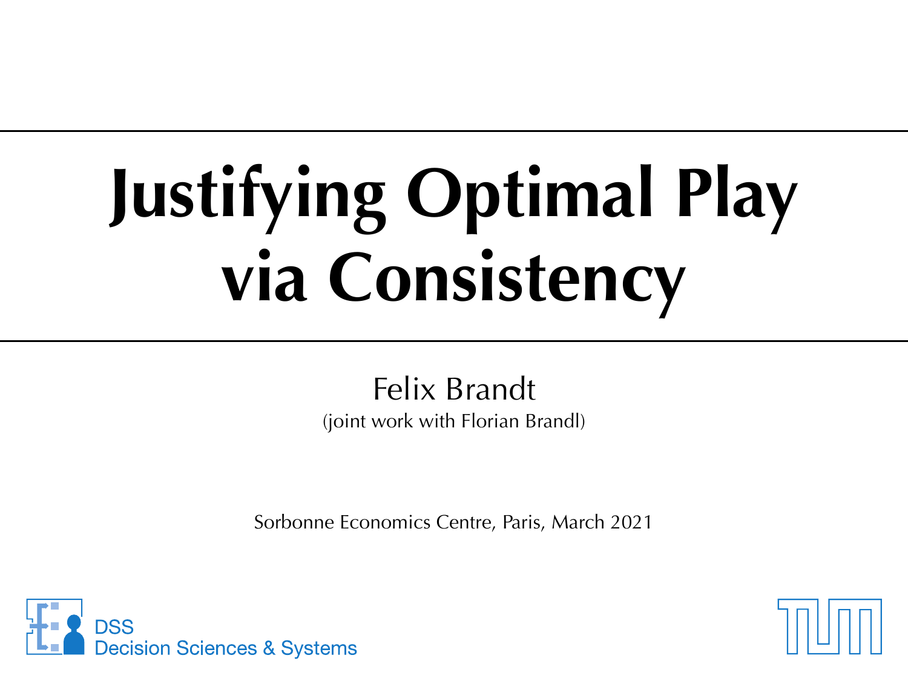# Justifying Optimal Play via Consistency

Felix Brandt

(joint work with Florian Brandl)

Sorbonne Economics Centre, Paris, March 2021

DSS
Decision Sciences & Systems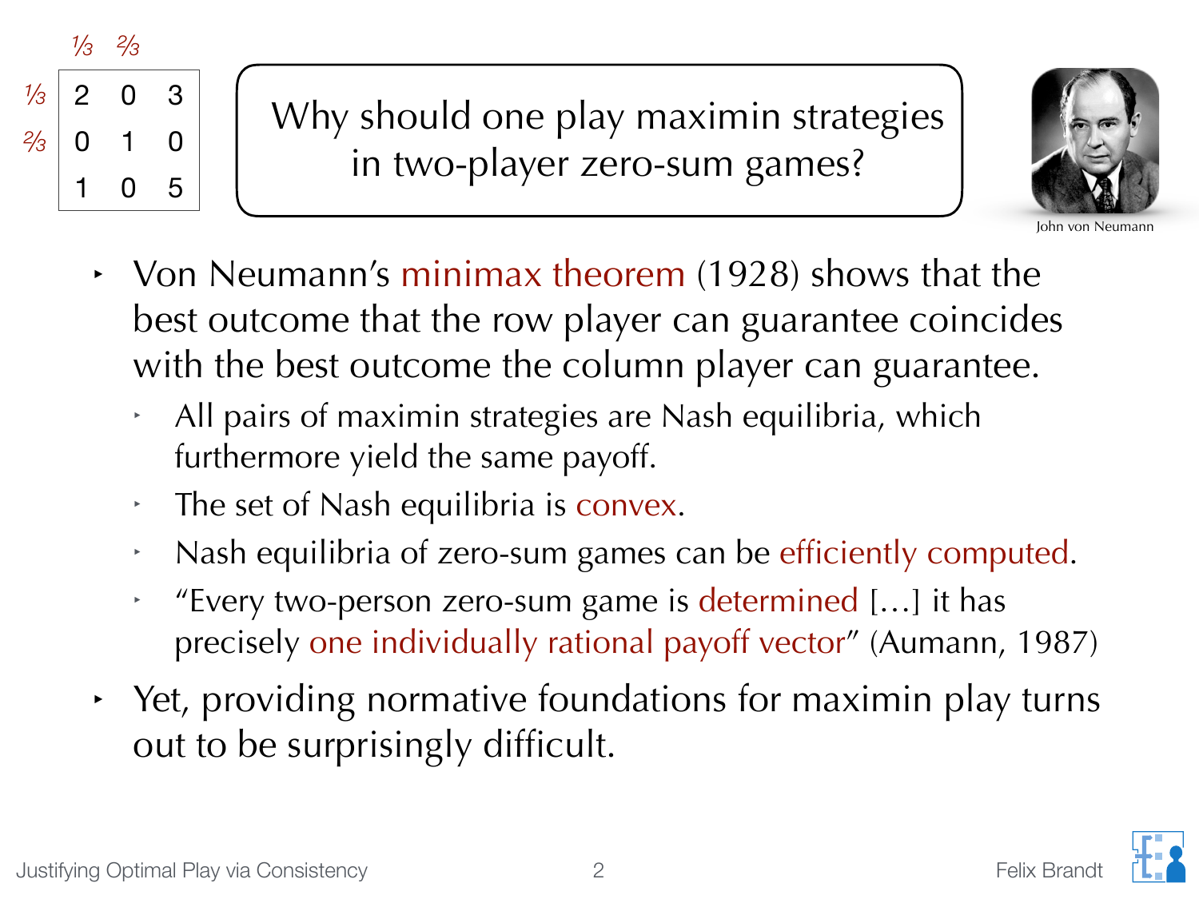|  | 1/3 | 2/3 |  |
|---|---|---|---|
| 1/3 | 2 | 0 | 3 |
| 2/3 | 0 | 1 | 0 |
|  | 1 | 0 | 5 |

## Why should one play maximin strategies in two-player zero-sum games?

John von Neumann

- Von Neumann's minimax theorem (1928) shows that the best outcome that the row player can guarantee coincides with the best outcome the column player can guarantee.
  - All pairs of maximin strategies are Nash equilibria, which furthermore yield the same payoff.
  - The set of Nash equilibria is convex.
  - Nash equilibria of zero-sum games can be efficiently computed.
  - "Every two-person zero-sum game is determined […] it has precisely one individually rational payoff vector" (Aumann, 1987)
- Yet, providing normative foundations for maximin play turns out to be surprisingly difficult.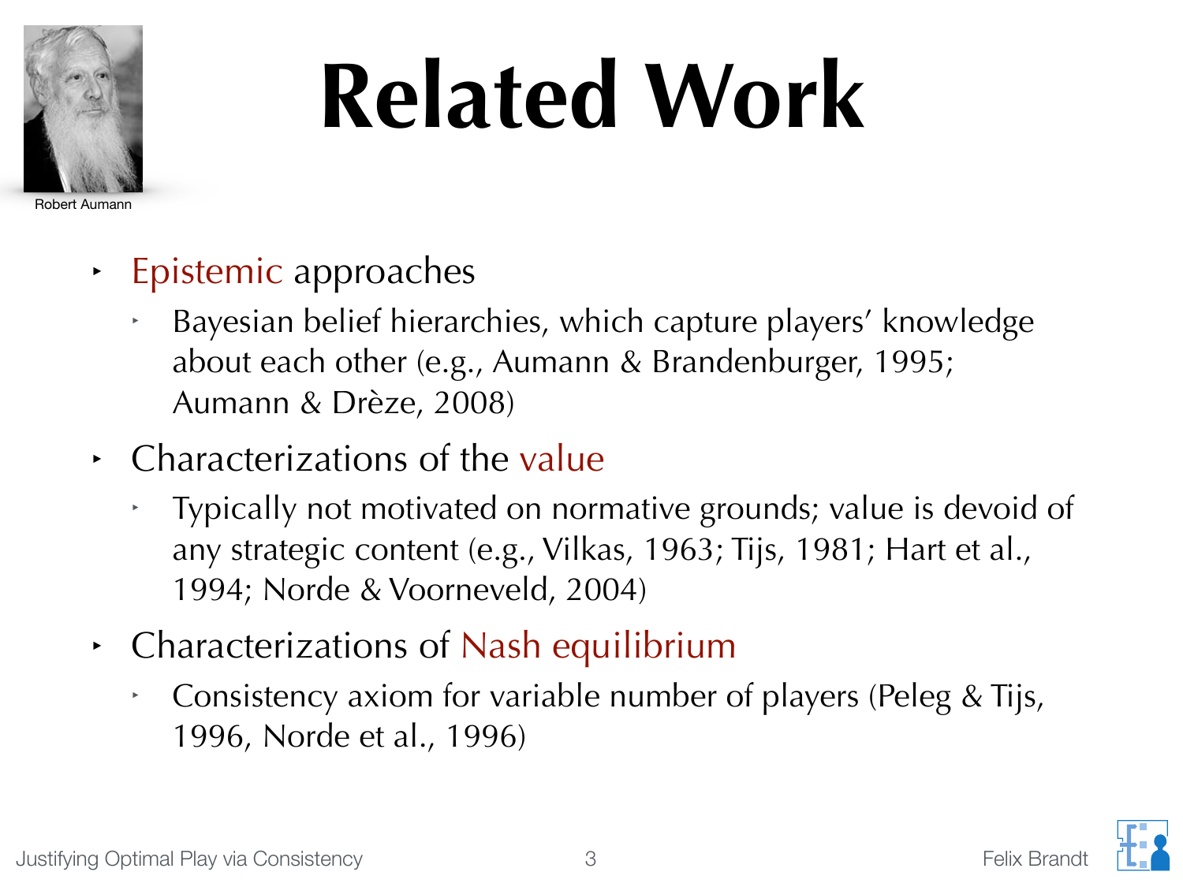# Related Work

Robert Aumann

- Epistemic approaches
  - Bayesian belief hierarchies, which capture players' knowledge about each other (e.g., Aumann & Brandenburger, 1995; Aumann & Drèze, 2008)
- Characterizations of the value
  - Typically not motivated on normative grounds; value is devoid of any strategic content (e.g., Vilkas, 1963; Tijs, 1981; Hart et al., 1994; Norde & Voorneveld, 2004)
- Characterizations of Nash equilibrium
  - Consistency axiom for variable number of players (Peleg & Tijs, 1996, Norde et al., 1996)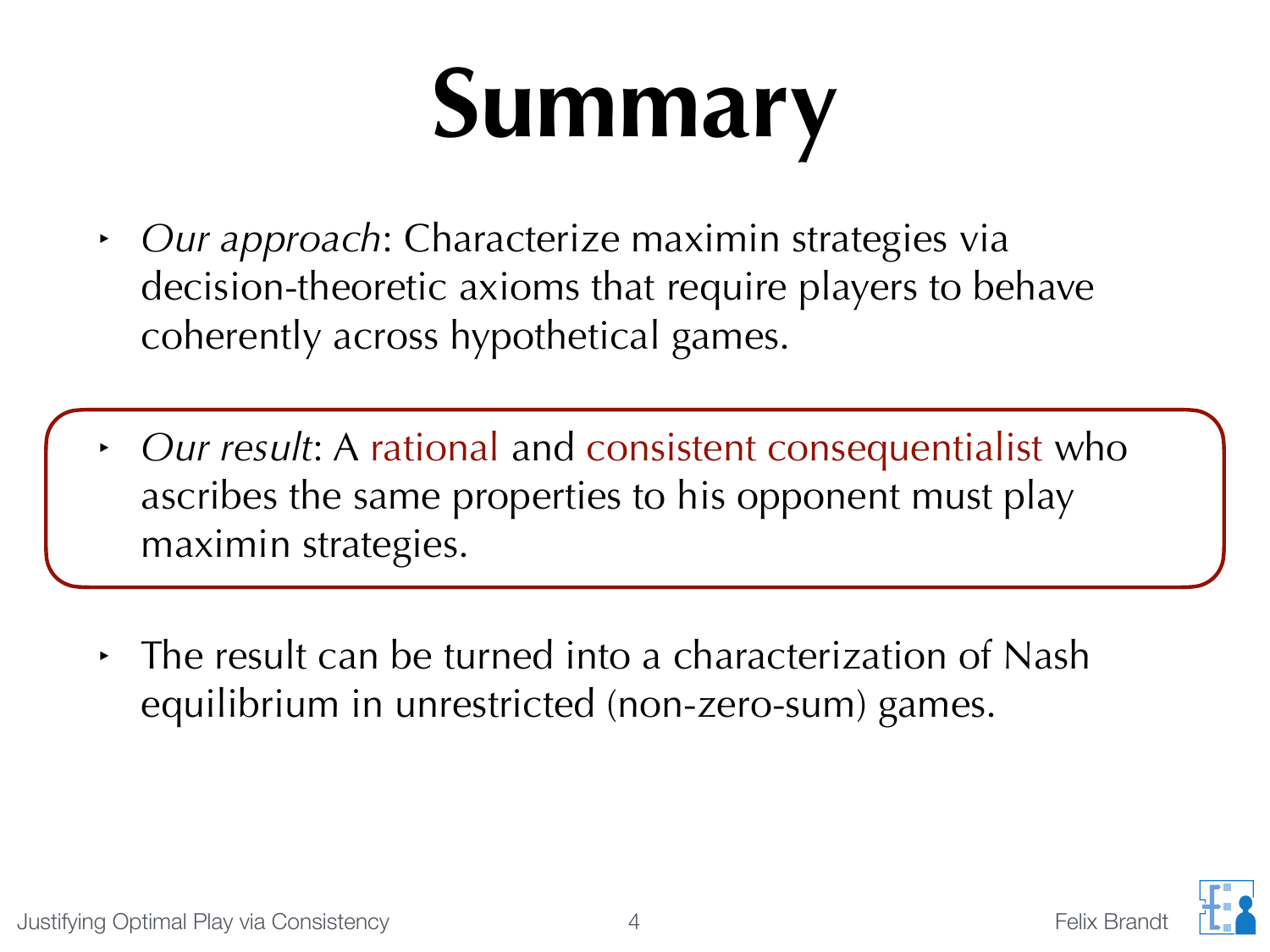# Summary

- *Our approach*: Characterize maximin strategies via decision-theoretic axioms that require players to behave coherently across hypothetical games.

- *Our result*: A rational and consistent consequentialist who ascribes the same properties to his opponent must play maximin strategies.

- The result can be turned into a characterization of Nash equilibrium in unrestricted (non-zero-sum) games.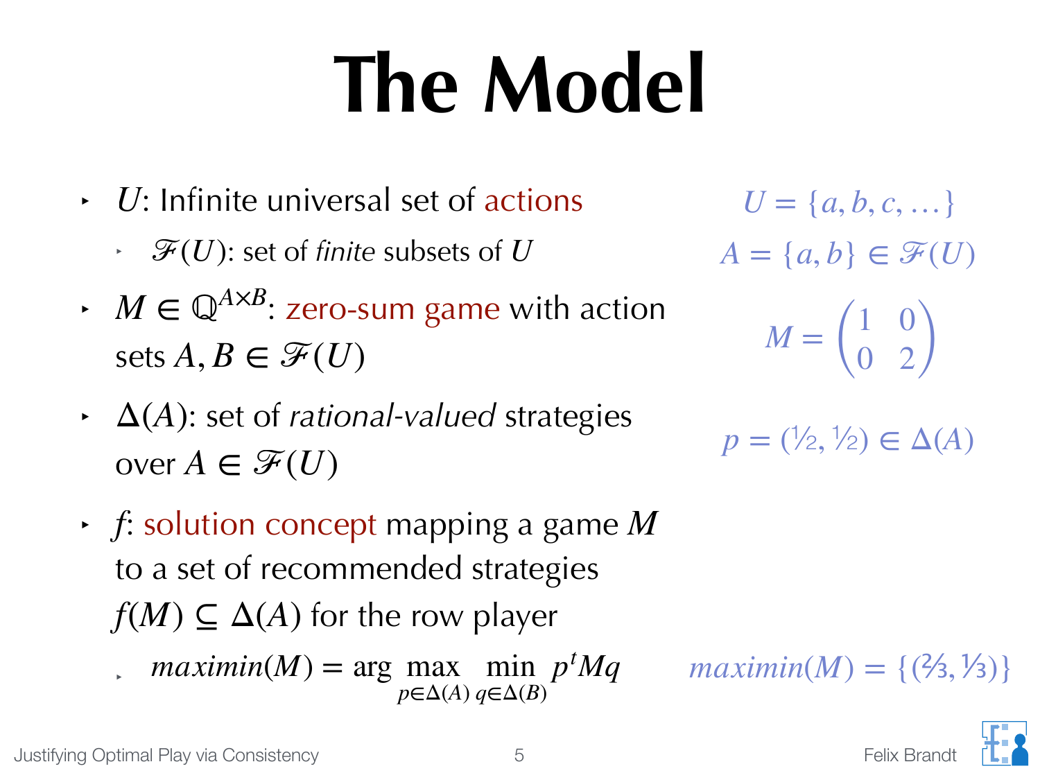# The Model

- $U$: Infinite universal set of actions
  - $\mathscr{F}(U)$: set of *finite* subsets of $U$
- $M \in \mathbb{Q}^{A \times B}$: zero-sum game with action sets $A, B \in \mathscr{F}(U)$
- $\Delta(A)$: set of *rational-valued* strategies over $A \in \mathscr{F}(U)$
- $f$: solution concept mapping a game $M$ to a set of recommended strategies $f(M) \subseteq \Delta(A)$ for the row player
  - $maximin(M) = \arg\max_{p \in \Delta(A)} \min_{q \in \Delta(B)} p^t M q$

$U = \{a, b, c, \dots\}$

$A = \{a, b\} \in \mathscr{F}(U)$

$$M = \begin{pmatrix} 1 & 0 \\ 0 & 2 \end{pmatrix}$$

$p = (1/2, 1/2) \in \Delta(A)$

$maximin(M) = \{(2/3, 1/3)\}$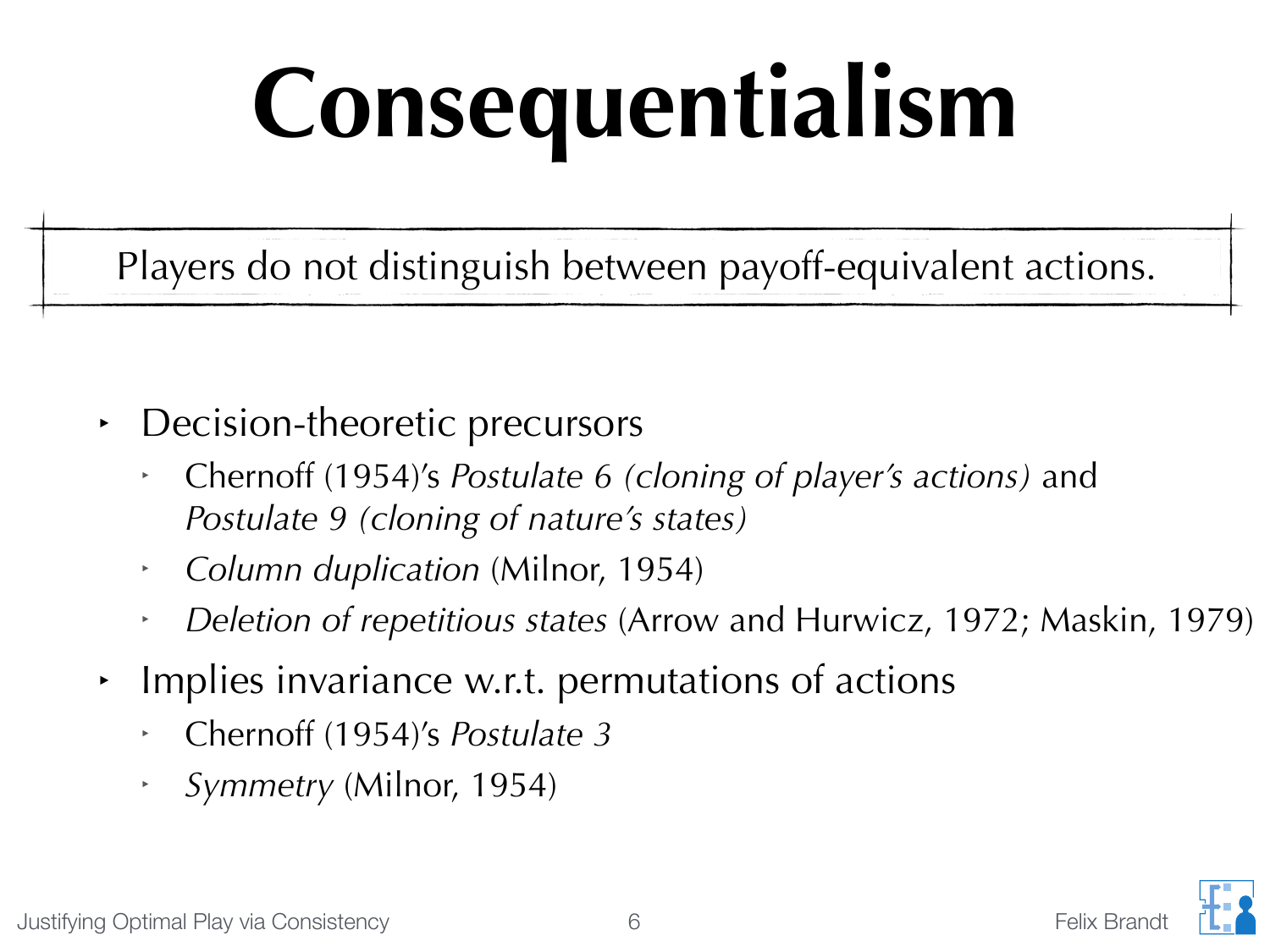# Consequentialism

> Players do not distinguish between payoff-equivalent actions.

- Decision-theoretic precursors
  - Chernoff (1954)'s *Postulate 6 (cloning of player's actions)* and *Postulate 9 (cloning of nature's states)*
  - *Column duplication* (Milnor, 1954)
  - *Deletion of repetitious states* (Arrow and Hurwicz, 1972; Maskin, 1979)
- Implies invariance w.r.t. permutations of actions
  - Chernoff (1954)'s *Postulate 3*
  - *Symmetry* (Milnor, 1954)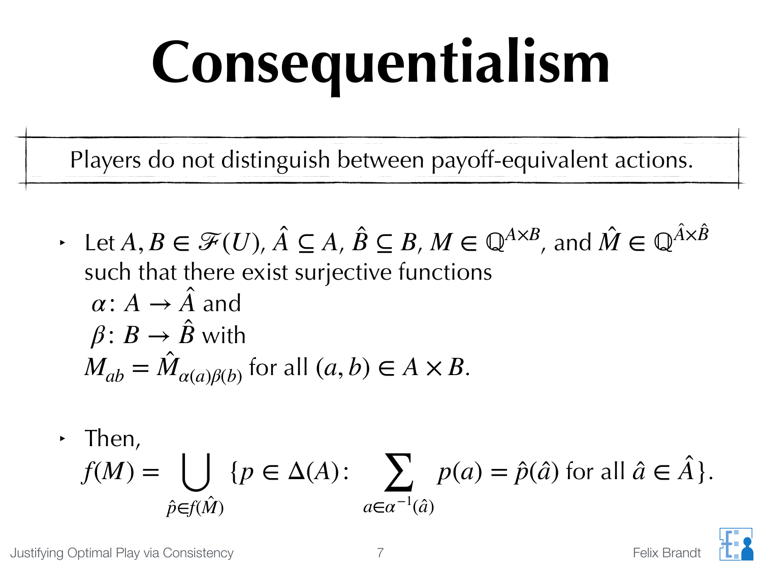# Consequentialism

Players do not distinguish between payoff-equivalent actions.

- Let $A, B \in \mathscr{F}(U)$, $\hat{A} \subseteq A$, $\hat{B} \subseteq B$, $M \in \mathbb{Q}^{A\times B}$, and $\hat{M} \in \mathbb{Q}^{\hat{A}\times\hat{B}}$ such that there exist surjective functions
  $\alpha\colon A \to \hat{A}$ and
  $\beta\colon B \to \hat{B}$ with
  $M_{ab} = \hat{M}_{\alpha(a)\beta(b)}$ for all $(a, b) \in A \times B$.

- Then,
  $$f(M) = \bigcup_{\hat{p}\in f(\hat{M})} \{p \in \Delta(A)\colon \sum_{a\in\alpha^{-1}(\hat{a})} p(a) = \hat{p}(\hat{a}) \text{ for all } \hat{a} \in \hat{A}\}.$$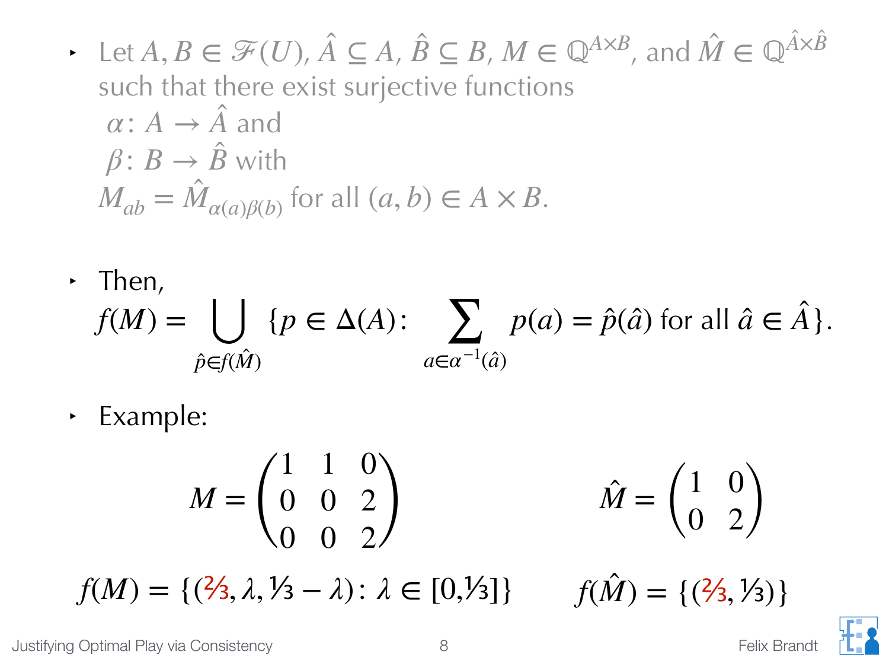- Let $A, B \in \mathscr{F}(U)$, $\hat{A} \subseteq A$, $\hat{B} \subseteq B$, $M \in \mathbb{Q}^{A \times B}$, and $\hat{M} \in \mathbb{Q}^{\hat{A} \times \hat{B}}$ such that there exist surjective functions
  $\alpha \colon A \to \hat{A}$ and
  $\beta \colon B \to \hat{B}$ with
  $M_{ab} = \hat{M}_{\alpha(a)\beta(b)}$ for all $(a, b) \in A \times B$.

- Then,
$$f(M) = \bigcup_{\hat{p} \in f(\hat{M})} \{p \in \Delta(A) \colon \sum_{a \in \alpha^{-1}(\hat{a})} p(a) = \hat{p}(\hat{a}) \text{ for all } \hat{a} \in \hat{A}\}.$$

- Example:

$$M = \begin{pmatrix} 1 & 1 & 0 \\ 0 & 0 & 2 \\ 0 & 0 & 2 \end{pmatrix} \qquad \hat{M} = \begin{pmatrix} 1 & 0 \\ 0 & 2 \end{pmatrix}$$

$$f(M) = \{(2/3, \lambda, 1/3 - \lambda) \colon \lambda \in [0, 1/3]\} \qquad f(\hat{M}) = \{(2/3, 1/3)\}$$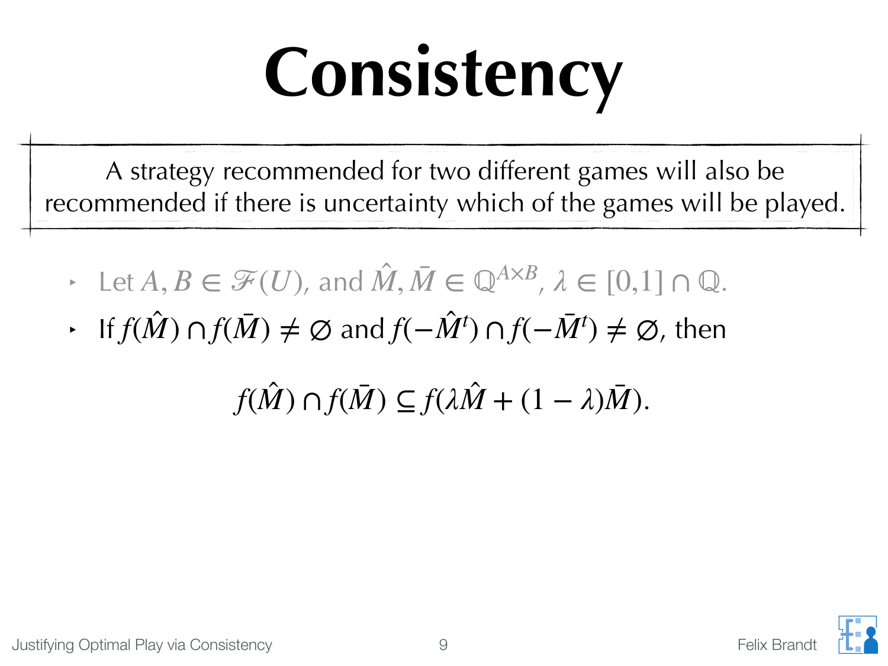# Consistency

A strategy recommended for two different games will also be recommended if there is uncertainty which of the games will be played.

- Let $A, B \in \mathscr{F}(U)$, and $\hat{M}, \bar{M} \in \mathbb{Q}^{A \times B}$, $\lambda \in [0,1] \cap \mathbb{Q}$.
- If $f(\hat{M}) \cap f(\bar{M}) \neq \emptyset$ and $f(-\hat{M}^t) \cap f(-\bar{M}^t) \neq \emptyset$, then

$$f(\hat{M}) \cap f(\bar{M}) \subseteq f(\lambda \hat{M} + (1 - \lambda)\bar{M}).$$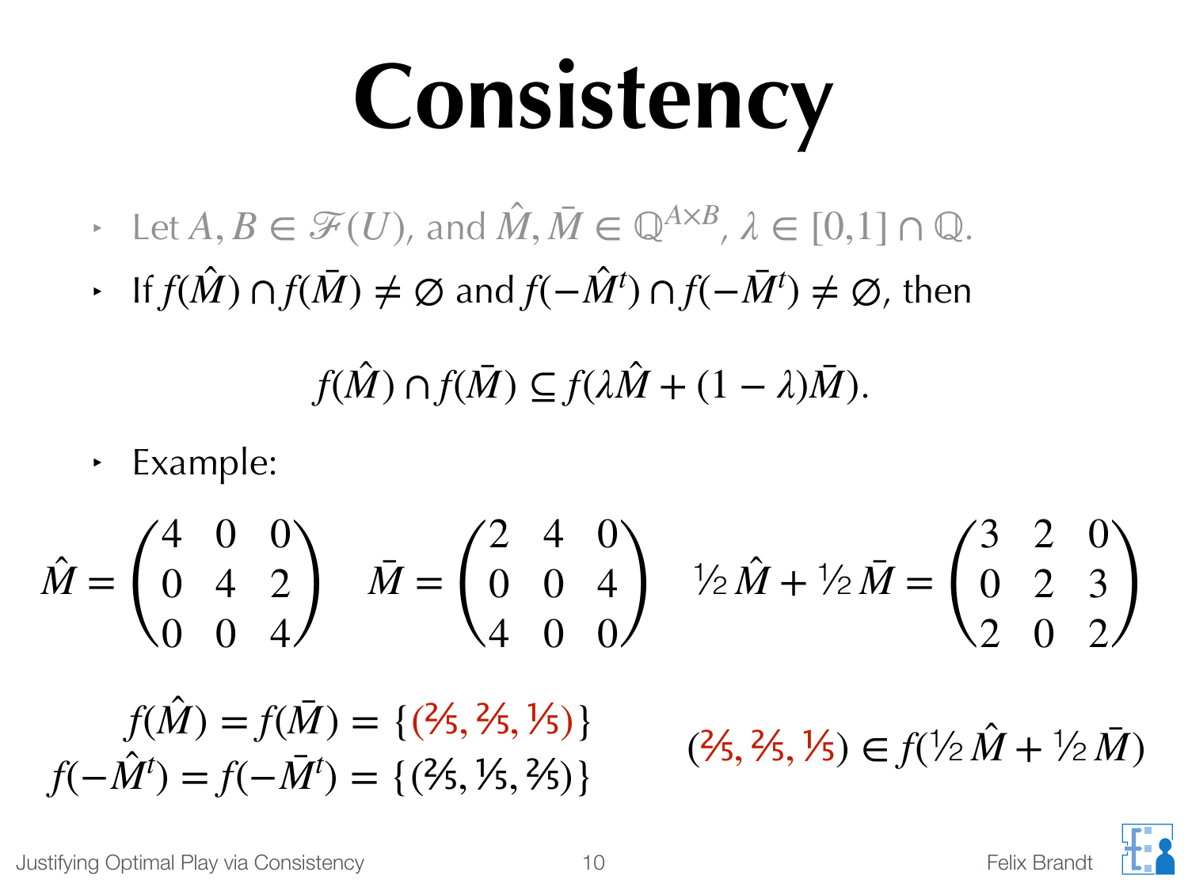# Consistency

- Let $A, B \in \mathscr{F}(U)$, and $\hat{M}, \bar{M} \in \mathbb{Q}^{A \times B}$, $\lambda \in [0,1] \cap \mathbb{Q}$.
- If $f(\hat{M}) \cap f(\bar{M}) \neq \emptyset$ and $f(-\hat{M}^t) \cap f(-\bar{M}^t) \neq \emptyset$, then

$$f(\hat{M}) \cap f(\bar{M}) \subseteq f(\lambda \hat{M} + (1-\lambda)\bar{M}).$$

- Example:

$$\hat{M} = \begin{pmatrix} 4 & 0 & 0 \\ 0 & 4 & 2 \\ 0 & 0 & 4 \end{pmatrix} \quad \bar{M} = \begin{pmatrix} 2 & 4 & 0 \\ 0 & 0 & 4 \\ 4 & 0 & 0 \end{pmatrix} \quad \tfrac{1}{2}\hat{M} + \tfrac{1}{2}\bar{M} = \begin{pmatrix} 3 & 2 & 0 \\ 0 & 2 & 3 \\ 2 & 0 & 2 \end{pmatrix}$$

$$f(\hat{M}) = f(\bar{M}) = \{(2/5, 2/5, 1/5)\}$$
$$f(-\hat{M}^t) = f(-\bar{M}^t) = \{(2/5, 1/5, 2/5)\}$$

$$(2/5, 2/5, 1/5) \in f(\tfrac{1}{2}\hat{M} + \tfrac{1}{2}\bar{M})$$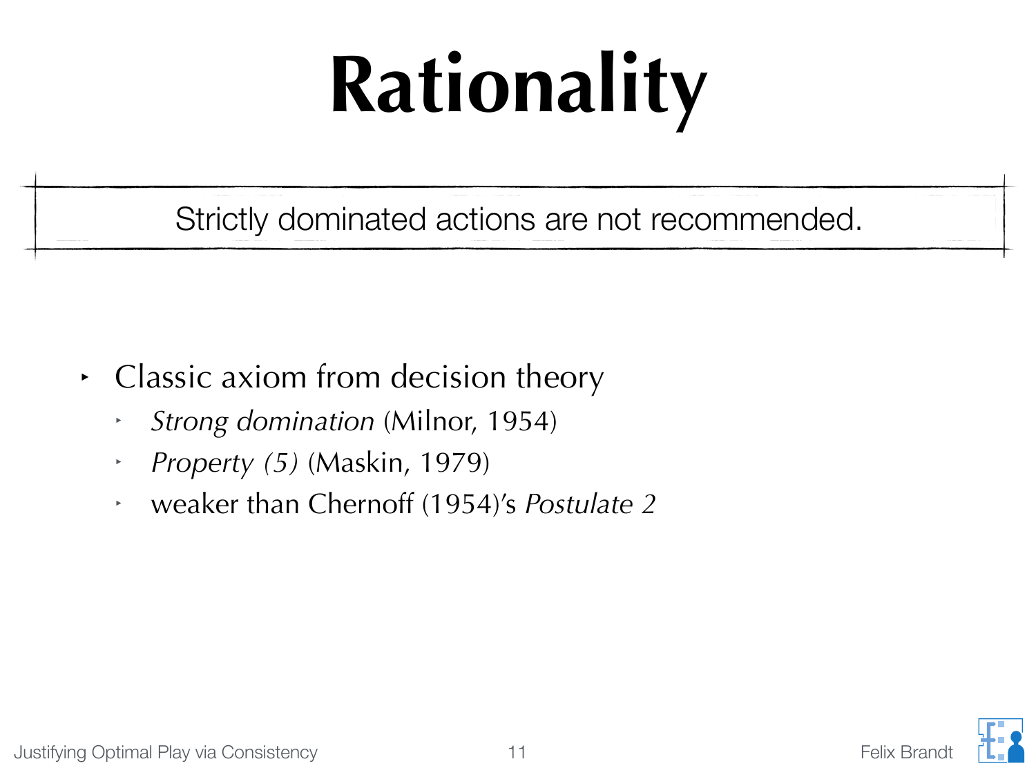# Rationality

Strictly dominated actions are not recommended.

- Classic axiom from decision theory
  - *Strong domination* (Milnor, 1954)
  - *Property (5)* (Maskin, 1979)
  - weaker than Chernoff (1954)'s *Postulate 2*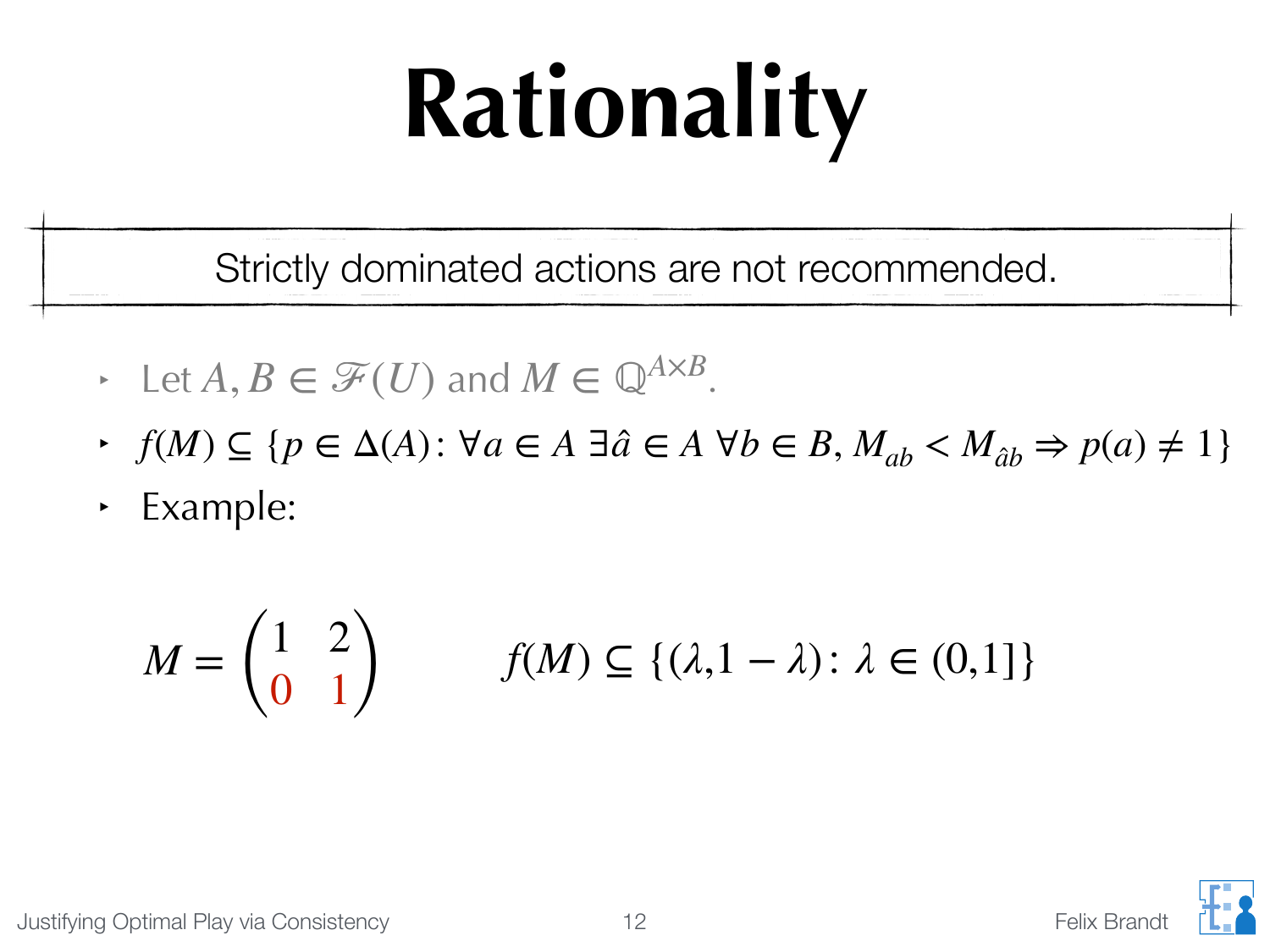# Rationality

Strictly dominated actions are not recommended.

- Let $A, B \in \mathscr{F}(U)$ and $M \in \mathbb{Q}^{A \times B}$.
- $f(M) \subseteq \{p \in \Delta(A) \colon \forall a \in A \; \exists \hat{a} \in A \; \forall b \in B, M_{ab} < M_{\hat{a}b} \Rightarrow p(a) \neq 1\}$
- Example:

$$M = \begin{pmatrix} 1 & 2 \\ 0 & 1 \end{pmatrix} \qquad f(M) \subseteq \{(\lambda, 1 - \lambda) \colon \lambda \in (0,1]\}$$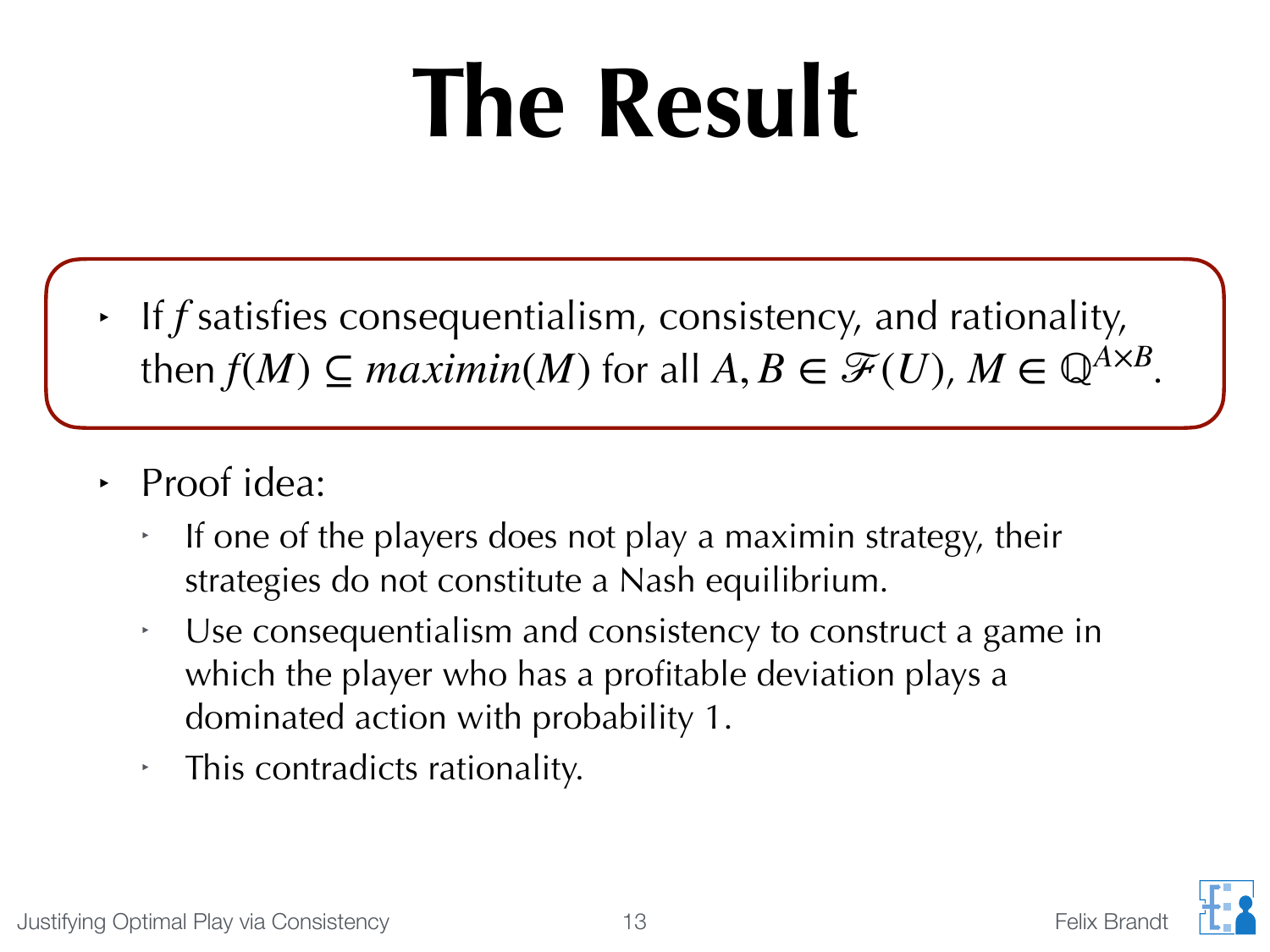# The Result

- If $f$ satisfies consequentialism, consistency, and rationality, then $f(M) \subseteq maximin(M)$ for all $A, B \in \mathscr{F}(U)$, $M \in \mathbb{Q}^{A \times B}$.

- Proof idea:
  - If one of the players does not play a maximin strategy, their strategies do not constitute a Nash equilibrium.
  - Use consequentialism and consistency to construct a game in which the player who has a profitable deviation plays a dominated action with probability 1.
  - This contradicts rationality.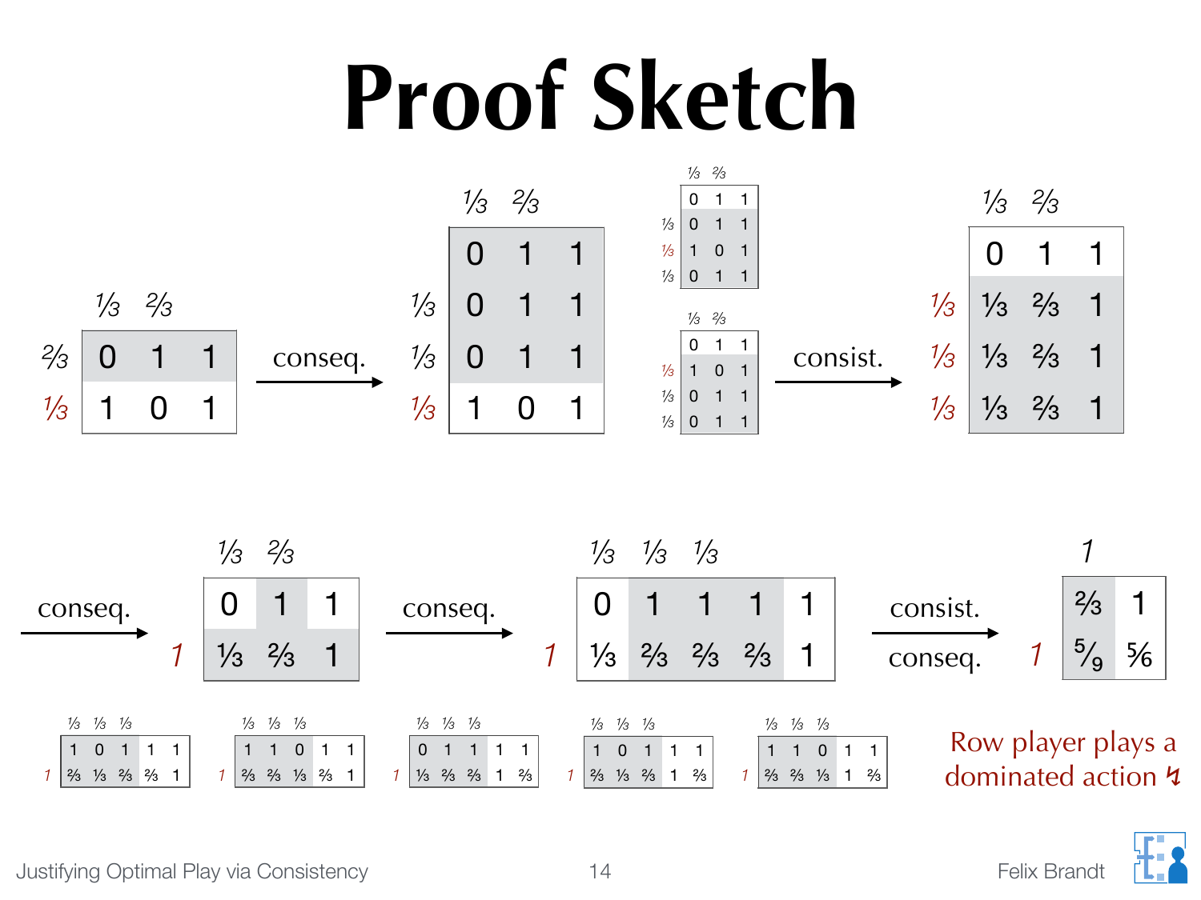# Proof Sketch

**Step 1** (column probabilities: 1/3, 2/3, –)

| | 1/3 | 2/3 | |
|---|---|---|---|
| 2/3 | 0 | 1 | 1 |
| 1/3 | 1 | 0 | 1 |

→ conseq. →

| | 1/3 | 2/3 | |
|---|---|---|---|
| | 0 | 1 | 1 |
| 1/3 | 0 | 1 | 1 |
| 1/3 | 0 | 1 | 1 |
| 1/3 | 1 | 0 | 1 |

Permuted versions:

| | 1/3 | 2/3 | |
|---|---|---|---|
| | 0 | 1 | 1 |
| 1/3 | 0 | 1 | 1 |
| 1/3 | 1 | 0 | 1 |
| 1/3 | 0 | 1 | 1 |

| | 1/3 | 2/3 | |
|---|---|---|---|
| | 0 | 1 | 1 |
| 1/3 | 1 | 0 | 1 |
| 1/3 | 0 | 1 | 1 |
| 1/3 | 0 | 1 | 1 |

→ consist. →

| | 1/3 | 2/3 | |
|---|---|---|---|
| | 0 | 1 | 1 |
| 1/3 | 1/3 | 2/3 | 1 |
| 1/3 | 1/3 | 2/3 | 1 |
| 1/3 | 1/3 | 2/3 | 1 |

→ conseq. →

| | 1/3 | 2/3 | |
|---|---|---|---|
| | 0 | 1 | 1 |
| 1 | 1/3 | 2/3 | 1 |

→ conseq. →

| | 1/3 | 1/3 | 1/3 | | |
|---|---|---|---|---|---|
| | 0 | 1 | 1 | 1 | 1 |
| 1 | 1/3 | 2/3 | 2/3 | 2/3 | 1 |

Permuted versions:

| | 1/3 | 1/3 | 1/3 | | |
|---|---|---|---|---|---|
| | 1 | 0 | 1 | 1 | 1 |
| 1 | 2/3 | 1/3 | 2/3 | 2/3 | 1 |

| | 1/3 | 1/3 | 1/3 | | |
|---|---|---|---|---|---|
| | 1 | 1 | 0 | 1 | 1 |
| 1 | 2/3 | 2/3 | 1/3 | 2/3 | 1 |

| | 1/3 | 1/3 | 1/3 | | |
|---|---|---|---|---|---|
| | 0 | 1 | 1 | 1 | 1 |
| 1 | 1/3 | 2/3 | 2/3 | 1 | 2/3 |

| | 1/3 | 1/3 | 1/3 | | |
|---|---|---|---|---|---|
| | 1 | 0 | 1 | 1 | 1 |
| 1 | 2/3 | 1/3 | 2/3 | 1 | 2/3 |

| | 1/3 | 1/3 | 1/3 | | |
|---|---|---|---|---|---|
| | 1 | 1 | 0 | 1 | 1 |
| 1 | 2/3 | 2/3 | 1/3 | 1 | 2/3 |

→ consist. / conseq. →

| | 1 | |
|---|---|---|
| | 2/3 | 1 |
| 1 | 5/9 | 5/6 |

Row player plays a dominated action ↯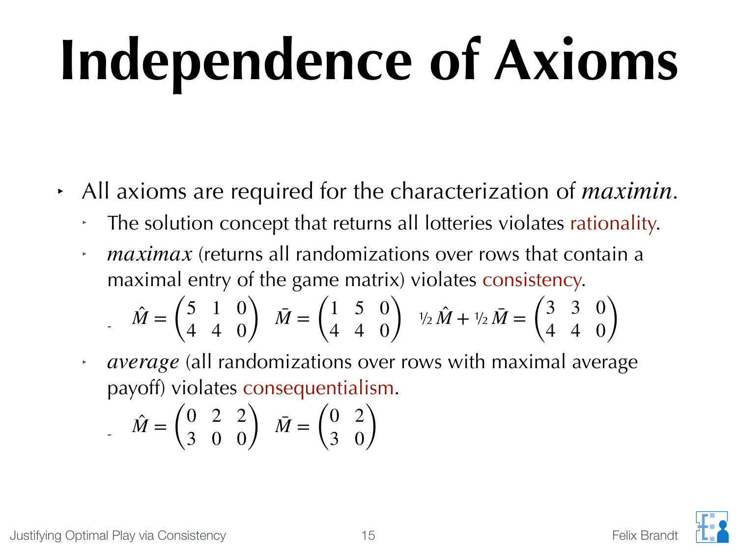# Independence of Axioms

- All axioms are required for the characterization of *maximin*.
  - The solution concept that returns all lotteries violates rationality.
  - *maximax* (returns all randomizations over rows that contain a maximal entry of the game matrix) violates consistency.
    - $\hat{M} = \begin{pmatrix} 5 & 1 & 0 \\ 4 & 4 & 0 \end{pmatrix}$ $\bar{M} = \begin{pmatrix} 1 & 5 & 0 \\ 4 & 4 & 0 \end{pmatrix}$ $\frac{1}{2}\hat{M} + \frac{1}{2}\bar{M} = \begin{pmatrix} 3 & 3 & 0 \\ 4 & 4 & 0 \end{pmatrix}$
  - *average* (all randomizations over rows with maximal average payoff) violates consequentialism.
    - $\hat{M} = \begin{pmatrix} 0 & 2 & 2 \\ 3 & 0 & 0 \end{pmatrix}$ $\bar{M} = \begin{pmatrix} 0 & 2 \\ 3 & 0 \end{pmatrix}$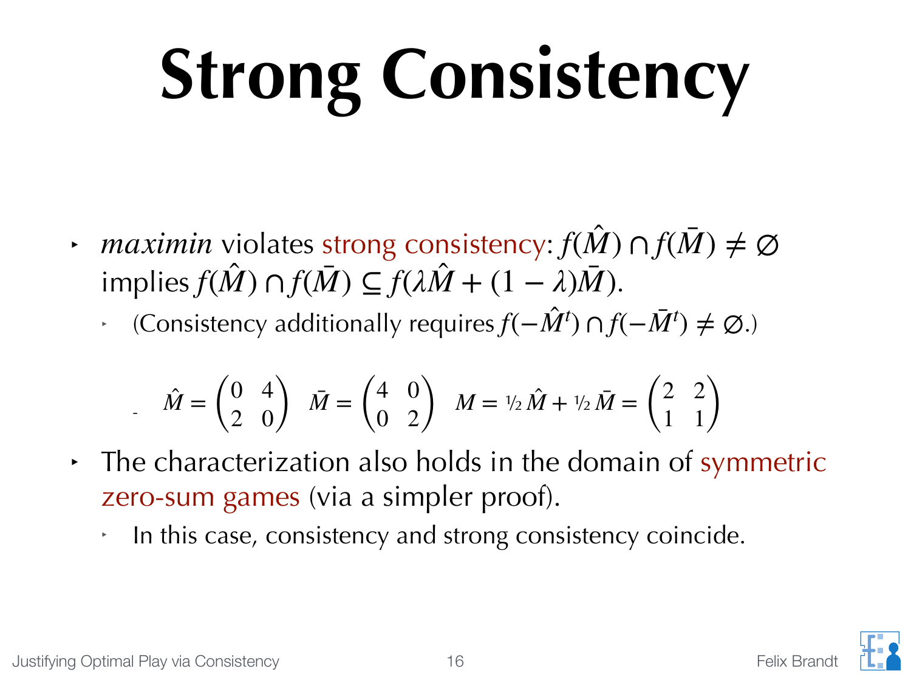# Strong Consistency

- *maximin* violates strong consistency: $f(\hat{M}) \cap f(\bar{M}) \neq \emptyset$ implies $f(\hat{M}) \cap f(\bar{M}) \subseteq f(\lambda \hat{M} + (1-\lambda)\bar{M})$.
  - (Consistency additionally requires $f(-\hat{M}^t) \cap f(-\bar{M}^t) \neq \emptyset$.)
    - $\hat{M} = \begin{pmatrix} 0 & 4 \\ 2 & 0 \end{pmatrix}$ $\bar{M} = \begin{pmatrix} 4 & 0 \\ 0 & 2 \end{pmatrix}$ $M = \frac{1}{2}\hat{M} + \frac{1}{2}\bar{M} = \begin{pmatrix} 2 & 2 \\ 1 & 1 \end{pmatrix}$
- The characterization also holds in the domain of symmetric zero-sum games (via a simpler proof).
  - In this case, consistency and strong consistency coincide.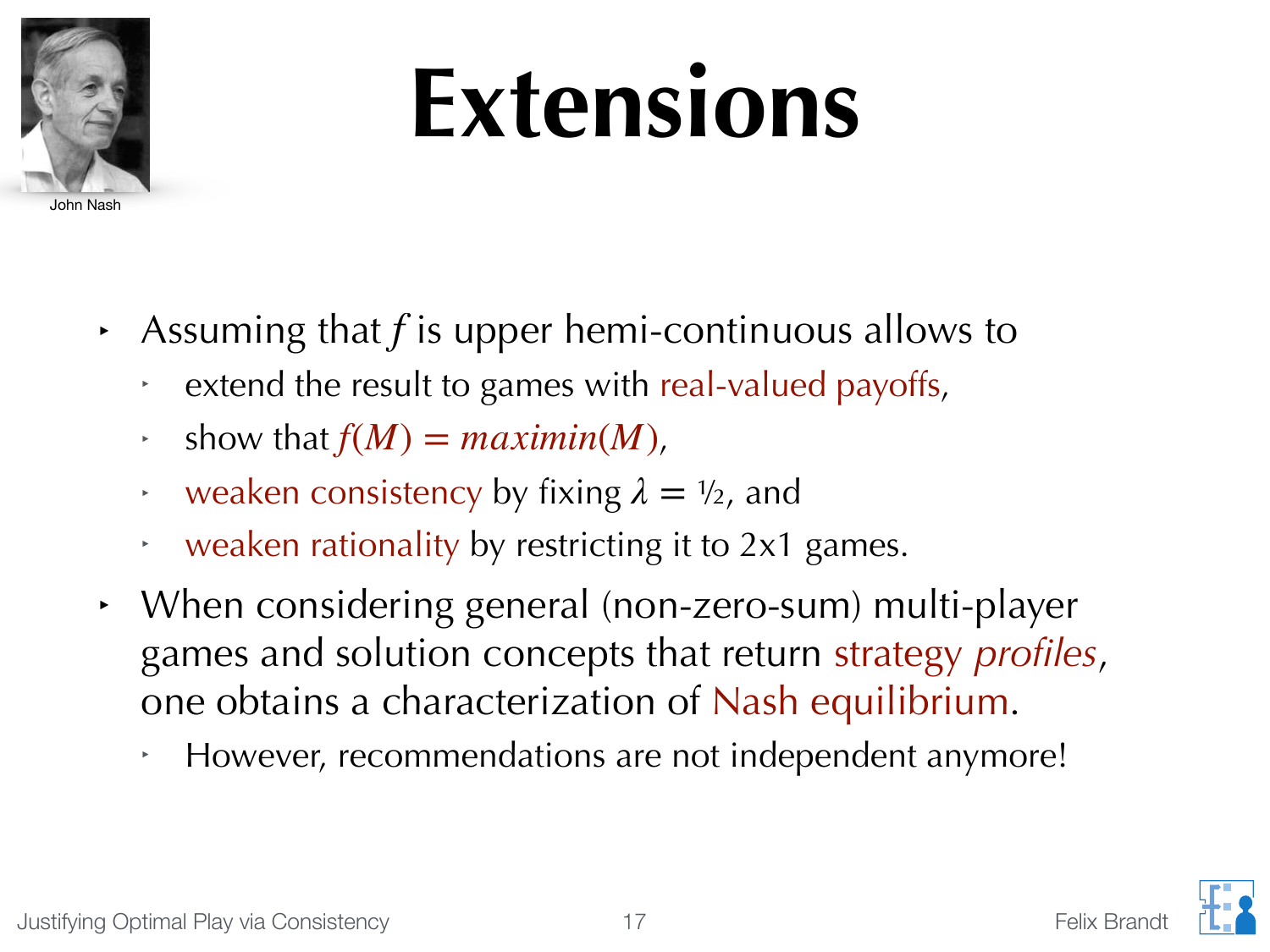John Nash

# Extensions

- Assuming that $f$ is upper hemi-continuous allows to
  - extend the result to games with real-valued payoffs,
  - show that $f(M) = maximin(M)$,
  - weaken consistency by fixing $\lambda = ½$, and
  - weaken rationality by restricting it to 2x1 games.
- When considering general (non-zero-sum) multi-player games and solution concepts that return strategy *profiles*, one obtains a characterization of Nash equilibrium.
  - However, recommendations are not independent anymore!